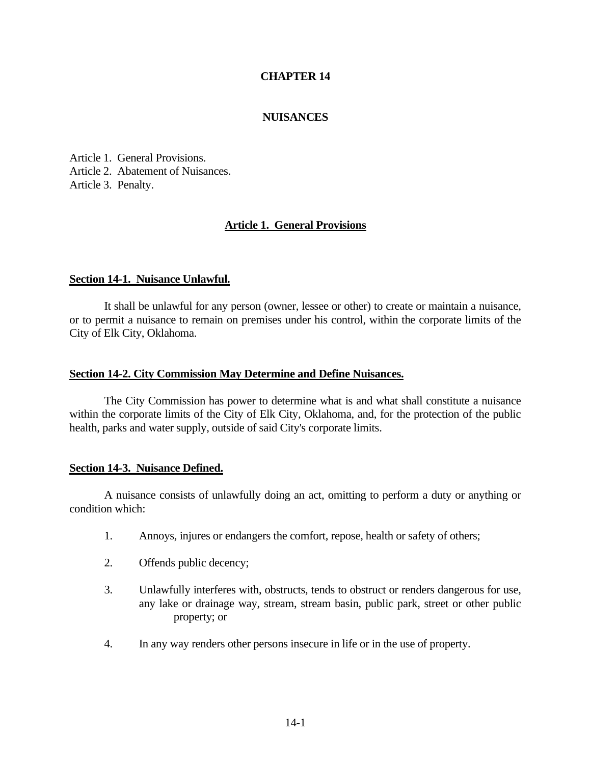# CHAPTER 14

## NUISANCES

Article 1. General Provisions.
Article 2. Abatement of Nuisances.
Article 3. Penalty.

## Article 1. General Provisions

### Section 14-1. Nuisance Unlawful.

It shall be unlawful for any person (owner, lessee or other) to create or maintain a nuisance, or to permit a nuisance to remain on premises under his control, within the corporate limits of the City of Elk City, Oklahoma.

### Section 14-2. City Commission May Determine and Define Nuisances.

The City Commission has power to determine what is and what shall constitute a nuisance within the corporate limits of the City of Elk City, Oklahoma, and, for the protection of the public health, parks and water supply, outside of said City's corporate limits.

### Section 14-3. Nuisance Defined.

A nuisance consists of unlawfully doing an act, omitting to perform a duty or anything or condition which:

1. Annoys, injures or endangers the comfort, repose, health or safety of others;
2. Offends public decency;
3. Unlawfully interferes with, obstructs, tends to obstruct or renders dangerous for use, any lake or drainage way, stream, stream basin, public park, street or other public property; or
4. In any way renders other persons insecure in life or in the use of property.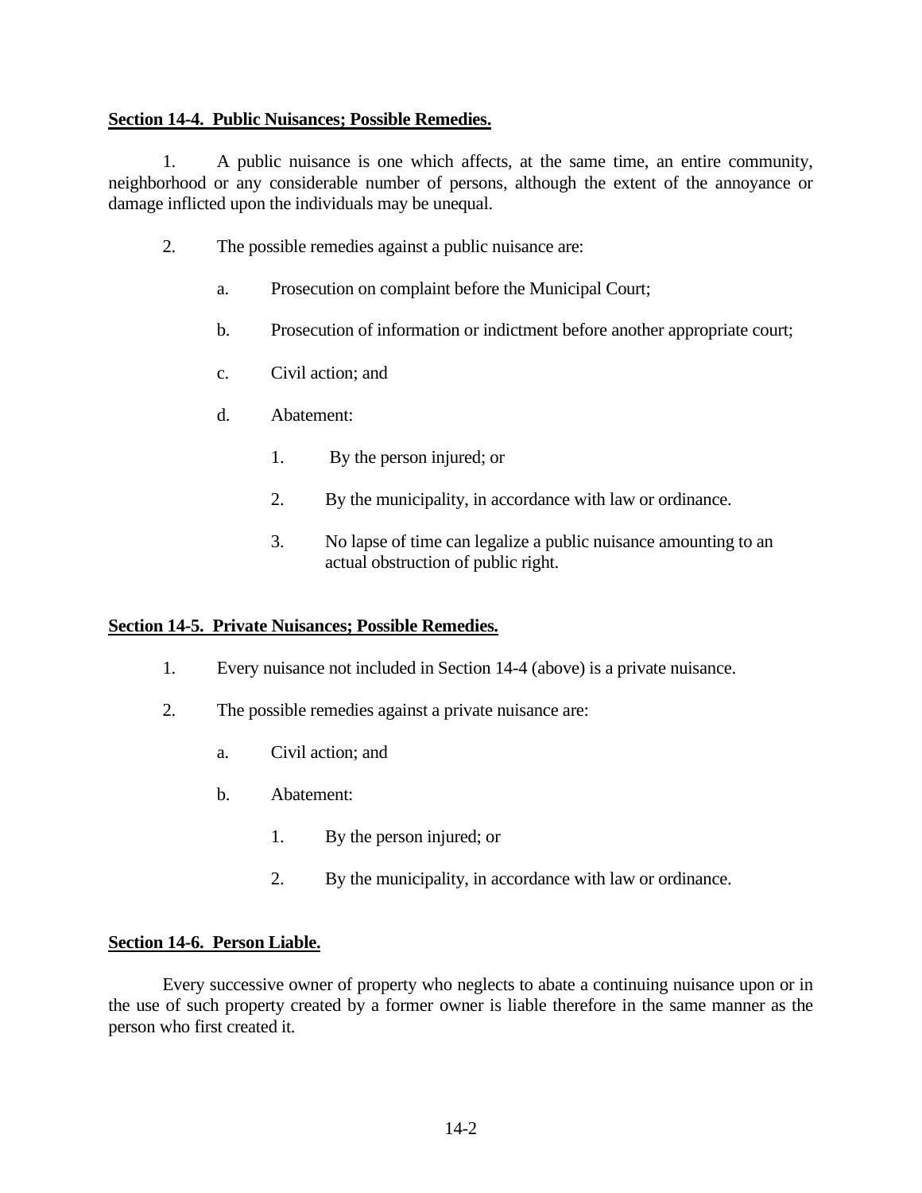**Section 14-4. Public Nuisances; Possible Remedies.**

1. A public nuisance is one which affects, at the same time, an entire community, neighborhood or any considerable number of persons, although the extent of the annoyance or damage inflicted upon the individuals may be unequal.

2. The possible remedies against a public nuisance are:

   a. Prosecution on complaint before the Municipal Court;

   b. Prosecution of information or indictment before another appropriate court;

   c. Civil action; and

   d. Abatement:

      1. By the person injured; or

      2. By the municipality, in accordance with law or ordinance.

      3. No lapse of time can legalize a public nuisance amounting to an actual obstruction of public right.

**Section 14-5. Private Nuisances; Possible Remedies.**

1. Every nuisance not included in Section 14-4 (above) is a private nuisance.

2. The possible remedies against a private nuisance are:

   a. Civil action; and

   b. Abatement:

      1. By the person injured; or

      2. By the municipality, in accordance with law or ordinance.

**Section 14-6. Person Liable.**

Every successive owner of property who neglects to abate a continuing nuisance upon or in the use of such property created by a former owner is liable therefore in the same manner as the person who first created it.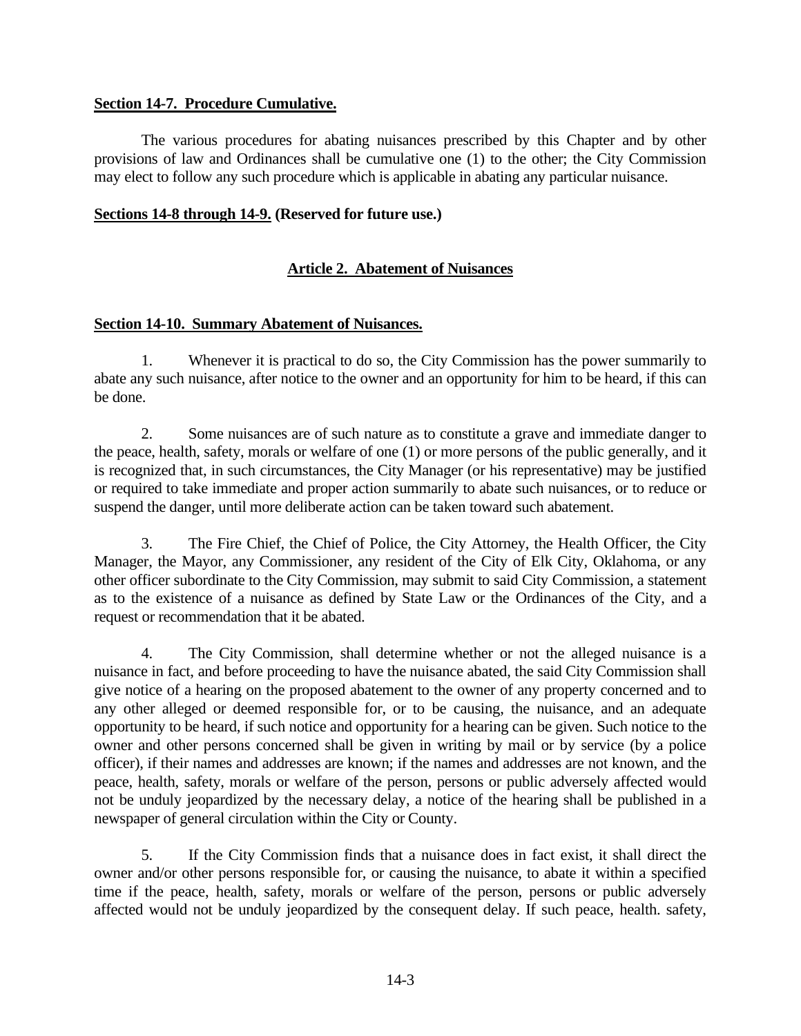**Section 14-7. Procedure Cumulative.**

The various procedures for abating nuisances prescribed by this Chapter and by other provisions of law and Ordinances shall be cumulative one (1) to the other; the City Commission may elect to follow any such procedure which is applicable in abating any particular nuisance.

**Sections 14-8 through 14-9. (Reserved for future use.)**

## Article 2. Abatement of Nuisances

**Section 14-10. Summary Abatement of Nuisances.**

1. Whenever it is practical to do so, the City Commission has the power summarily to abate any such nuisance, after notice to the owner and an opportunity for him to be heard, if this can be done.

2. Some nuisances are of such nature as to constitute a grave and immediate danger to the peace, health, safety, morals or welfare of one (1) or more persons of the public generally, and it is recognized that, in such circumstances, the City Manager (or his representative) may be justified or required to take immediate and proper action summarily to abate such nuisances, or to reduce or suspend the danger, until more deliberate action can be taken toward such abatement.

3. The Fire Chief, the Chief of Police, the City Attorney, the Health Officer, the City Manager, the Mayor, any Commissioner, any resident of the City of Elk City, Oklahoma, or any other officer subordinate to the City Commission, may submit to said City Commission, a statement as to the existence of a nuisance as defined by State Law or the Ordinances of the City, and a request or recommendation that it be abated.

4. The City Commission, shall determine whether or not the alleged nuisance is a nuisance in fact, and before proceeding to have the nuisance abated, the said City Commission shall give notice of a hearing on the proposed abatement to the owner of any property concerned and to any other alleged or deemed responsible for, or to be causing, the nuisance, and an adequate opportunity to be heard, if such notice and opportunity for a hearing can be given. Such notice to the owner and other persons concerned shall be given in writing by mail or by service (by a police officer), if their names and addresses are known; if the names and addresses are not known, and the peace, health, safety, morals or welfare of the person, persons or public adversely affected would not be unduly jeopardized by the necessary delay, a notice of the hearing shall be published in a newspaper of general circulation within the City or County.

5. If the City Commission finds that a nuisance does in fact exist, it shall direct the owner and/or other persons responsible for, or causing the nuisance, to abate it within a specified time if the peace, health, safety, morals or welfare of the person, persons or public adversely affected would not be unduly jeopardized by the consequent delay. If such peace, health. safety,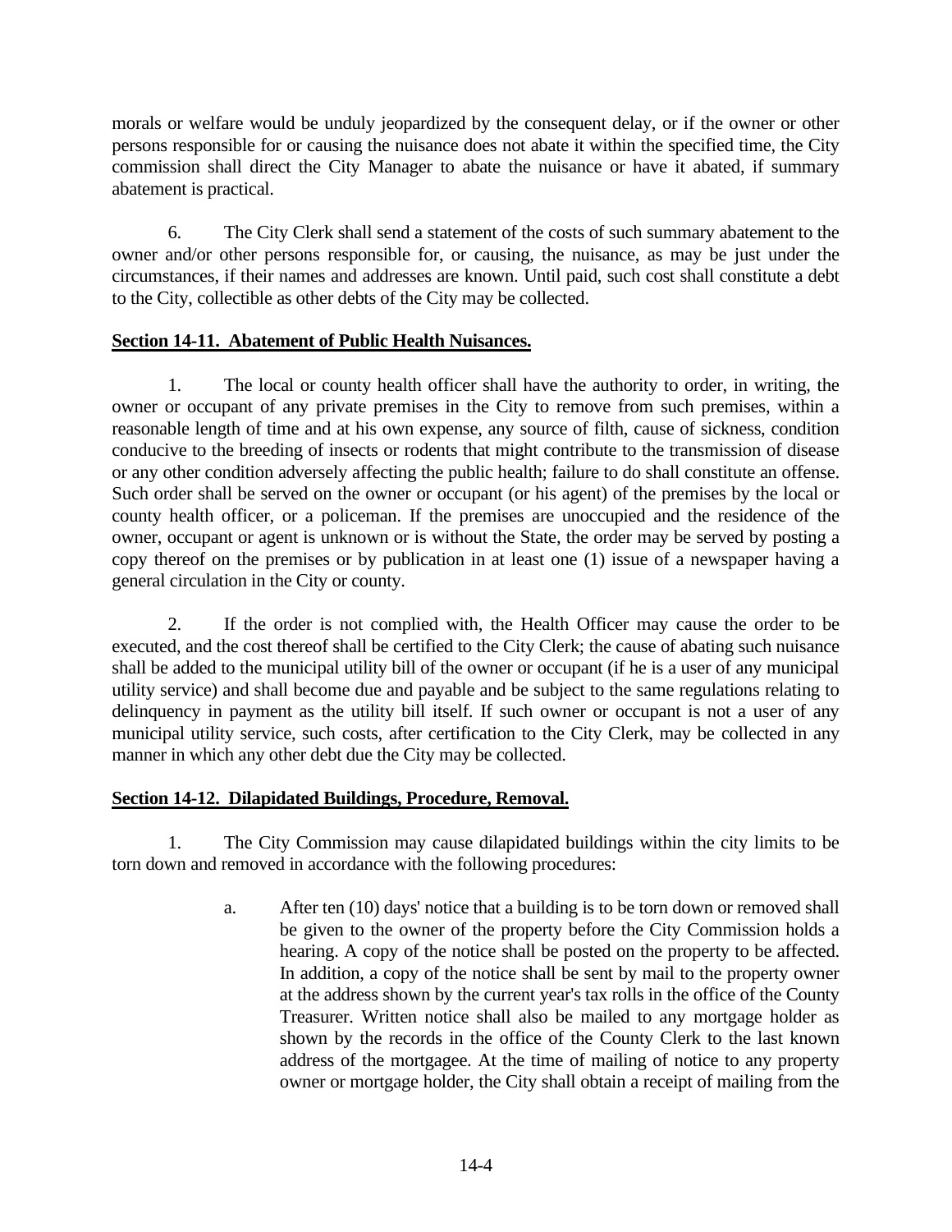morals or welfare would be unduly jeopardized by the consequent delay, or if the owner or other persons responsible for or causing the nuisance does not abate it within the specified time, the City commission shall direct the City Manager to abate the nuisance or have it abated, if summary abatement is practical.

6. The City Clerk shall send a statement of the costs of such summary abatement to the owner and/or other persons responsible for, or causing, the nuisance, as may be just under the circumstances, if their names and addresses are known. Until paid, such cost shall constitute a debt to the City, collectible as other debts of the City may be collected.

**Section 14-11. Abatement of Public Health Nuisances.**

1. The local or county health officer shall have the authority to order, in writing, the owner or occupant of any private premises in the City to remove from such premises, within a reasonable length of time and at his own expense, any source of filth, cause of sickness, condition conducive to the breeding of insects or rodents that might contribute to the transmission of disease or any other condition adversely affecting the public health; failure to do shall constitute an offense. Such order shall be served on the owner or occupant (or his agent) of the premises by the local or county health officer, or a policeman. If the premises are unoccupied and the residence of the owner, occupant or agent is unknown or is without the State, the order may be served by posting a copy thereof on the premises or by publication in at least one (1) issue of a newspaper having a general circulation in the City or county.

2. If the order is not complied with, the Health Officer may cause the order to be executed, and the cost thereof shall be certified to the City Clerk; the cause of abating such nuisance shall be added to the municipal utility bill of the owner or occupant (if he is a user of any municipal utility service) and shall become due and payable and be subject to the same regulations relating to delinquency in payment as the utility bill itself. If such owner or occupant is not a user of any municipal utility service, such costs, after certification to the City Clerk, may be collected in any manner in which any other debt due the City may be collected.

**Section 14-12. Dilapidated Buildings, Procedure, Removal.**

1. The City Commission may cause dilapidated buildings within the city limits to be torn down and removed in accordance with the following procedures:

   a. After ten (10) days' notice that a building is to be torn down or removed shall be given to the owner of the property before the City Commission holds a hearing. A copy of the notice shall be posted on the property to be affected. In addition, a copy of the notice shall be sent by mail to the property owner at the address shown by the current year's tax rolls in the office of the County Treasurer. Written notice shall also be mailed to any mortgage holder as shown by the records in the office of the County Clerk to the last known address of the mortgagee. At the time of mailing of notice to any property owner or mortgage holder, the City shall obtain a receipt of mailing from the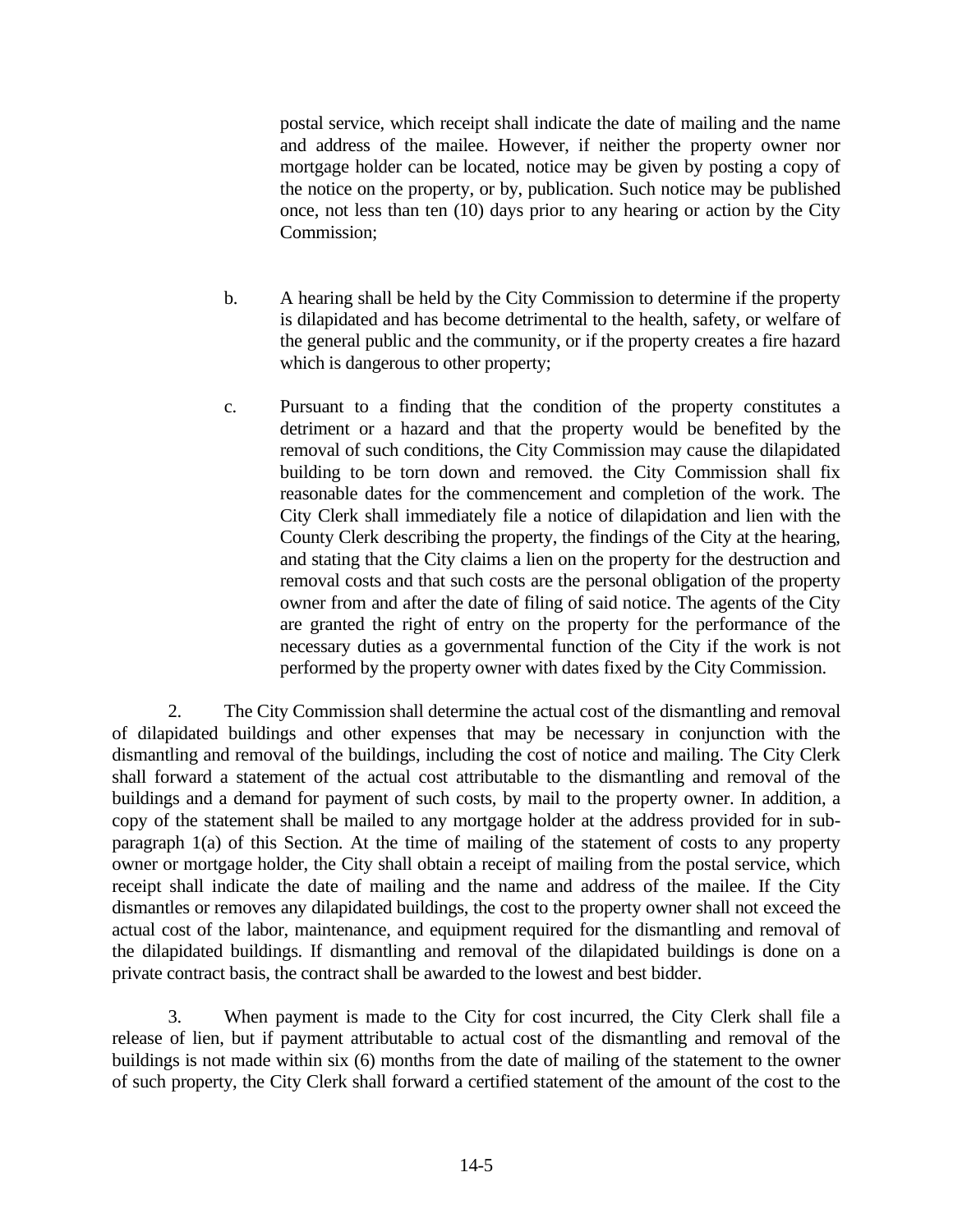postal service, which receipt shall indicate the date of mailing and the name and address of the mailee. However, if neither the property owner nor mortgage holder can be located, notice may be given by posting a copy of the notice on the property, or by, publication. Such notice may be published once, not less than ten (10) days prior to any hearing or action by the City Commission;

b. A hearing shall be held by the City Commission to determine if the property is dilapidated and has become detrimental to the health, safety, or welfare of the general public and the community, or if the property creates a fire hazard which is dangerous to other property;

c. Pursuant to a finding that the condition of the property constitutes a detriment or a hazard and that the property would be benefited by the removal of such conditions, the City Commission may cause the dilapidated building to be torn down and removed. the City Commission shall fix reasonable dates for the commencement and completion of the work. The City Clerk shall immediately file a notice of dilapidation and lien with the County Clerk describing the property, the findings of the City at the hearing, and stating that the City claims a lien on the property for the destruction and removal costs and that such costs are the personal obligation of the property owner from and after the date of filing of said notice. The agents of the City are granted the right of entry on the property for the performance of the necessary duties as a governmental function of the City if the work is not performed by the property owner with dates fixed by the City Commission.

2. The City Commission shall determine the actual cost of the dismantling and removal of dilapidated buildings and other expenses that may be necessary in conjunction with the dismantling and removal of the buildings, including the cost of notice and mailing. The City Clerk shall forward a statement of the actual cost attributable to the dismantling and removal of the buildings and a demand for payment of such costs, by mail to the property owner. In addition, a copy of the statement shall be mailed to any mortgage holder at the address provided for in sub-paragraph 1(a) of this Section. At the time of mailing of the statement of costs to any property owner or mortgage holder, the City shall obtain a receipt of mailing from the postal service, which receipt shall indicate the date of mailing and the name and address of the mailee. If the City dismantles or removes any dilapidated buildings, the cost to the property owner shall not exceed the actual cost of the labor, maintenance, and equipment required for the dismantling and removal of the dilapidated buildings. If dismantling and removal of the dilapidated buildings is done on a private contract basis, the contract shall be awarded to the lowest and best bidder.

3. When payment is made to the City for cost incurred, the City Clerk shall file a release of lien, but if payment attributable to actual cost of the dismantling and removal of the buildings is not made within six (6) months from the date of mailing of the statement to the owner of such property, the City Clerk shall forward a certified statement of the amount of the cost to the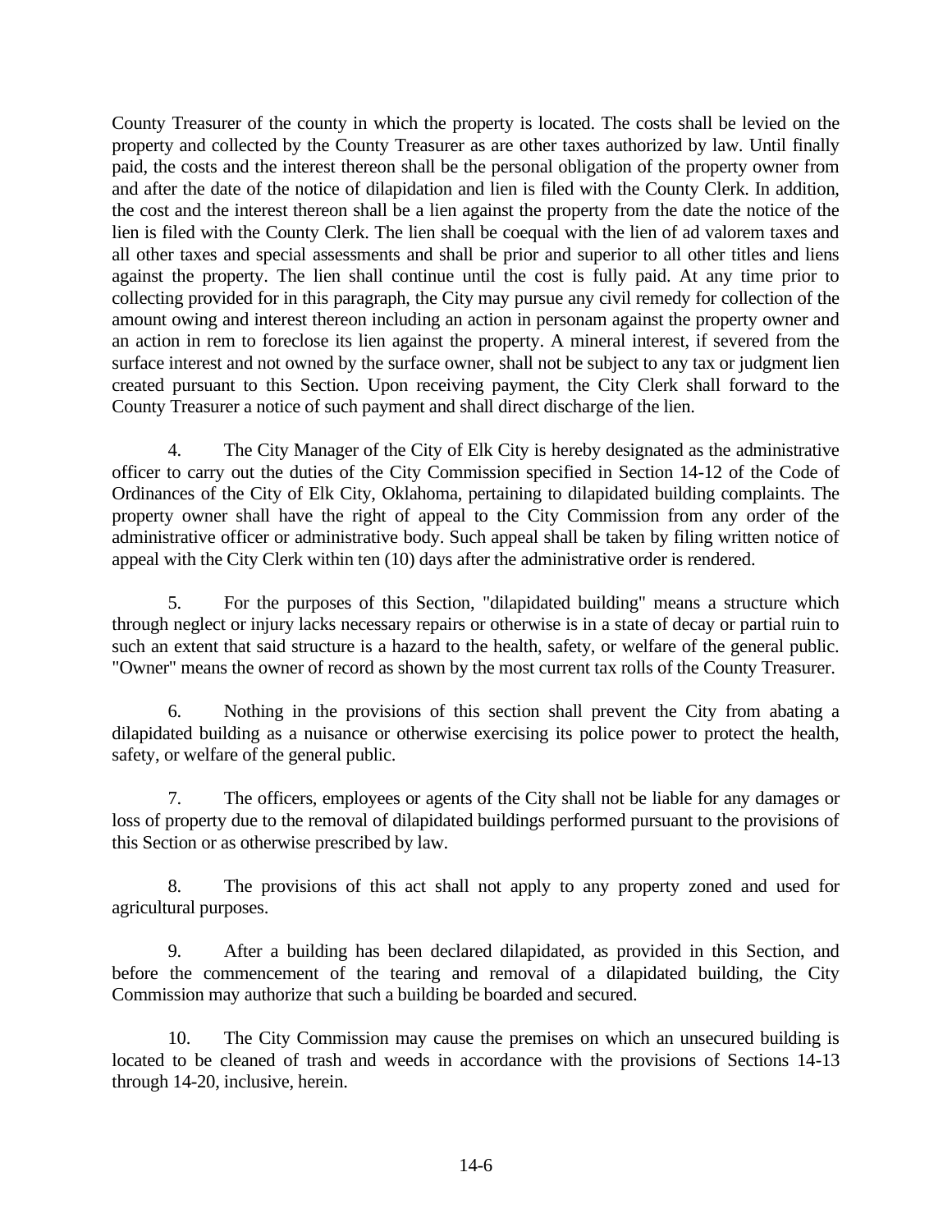County Treasurer of the county in which the property is located. The costs shall be levied on the property and collected by the County Treasurer as are other taxes authorized by law. Until finally paid, the costs and the interest thereon shall be the personal obligation of the property owner from and after the date of the notice of dilapidation and lien is filed with the County Clerk. In addition, the cost and the interest thereon shall be a lien against the property from the date the notice of the lien is filed with the County Clerk. The lien shall be coequal with the lien of ad valorem taxes and all other taxes and special assessments and shall be prior and superior to all other titles and liens against the property. The lien shall continue until the cost is fully paid. At any time prior to collecting provided for in this paragraph, the City may pursue any civil remedy for collection of the amount owing and interest thereon including an action in personam against the property owner and an action in rem to foreclose its lien against the property. A mineral interest, if severed from the surface interest and not owned by the surface owner, shall not be subject to any tax or judgment lien created pursuant to this Section. Upon receiving payment, the City Clerk shall forward to the County Treasurer a notice of such payment and shall direct discharge of the lien.

4. The City Manager of the City of Elk City is hereby designated as the administrative officer to carry out the duties of the City Commission specified in Section 14-12 of the Code of Ordinances of the City of Elk City, Oklahoma, pertaining to dilapidated building complaints. The property owner shall have the right of appeal to the City Commission from any order of the administrative officer or administrative body. Such appeal shall be taken by filing written notice of appeal with the City Clerk within ten (10) days after the administrative order is rendered.

5. For the purposes of this Section, "dilapidated building" means a structure which through neglect or injury lacks necessary repairs or otherwise is in a state of decay or partial ruin to such an extent that said structure is a hazard to the health, safety, or welfare of the general public. "Owner" means the owner of record as shown by the most current tax rolls of the County Treasurer.

6. Nothing in the provisions of this section shall prevent the City from abating a dilapidated building as a nuisance or otherwise exercising its police power to protect the health, safety, or welfare of the general public.

7. The officers, employees or agents of the City shall not be liable for any damages or loss of property due to the removal of dilapidated buildings performed pursuant to the provisions of this Section or as otherwise prescribed by law.

8. The provisions of this act shall not apply to any property zoned and used for agricultural purposes.

9. After a building has been declared dilapidated, as provided in this Section, and before the commencement of the tearing and removal of a dilapidated building, the City Commission may authorize that such a building be boarded and secured.

10. The City Commission may cause the premises on which an unsecured building is located to be cleaned of trash and weeds in accordance with the provisions of Sections 14-13 through 14-20, inclusive, herein.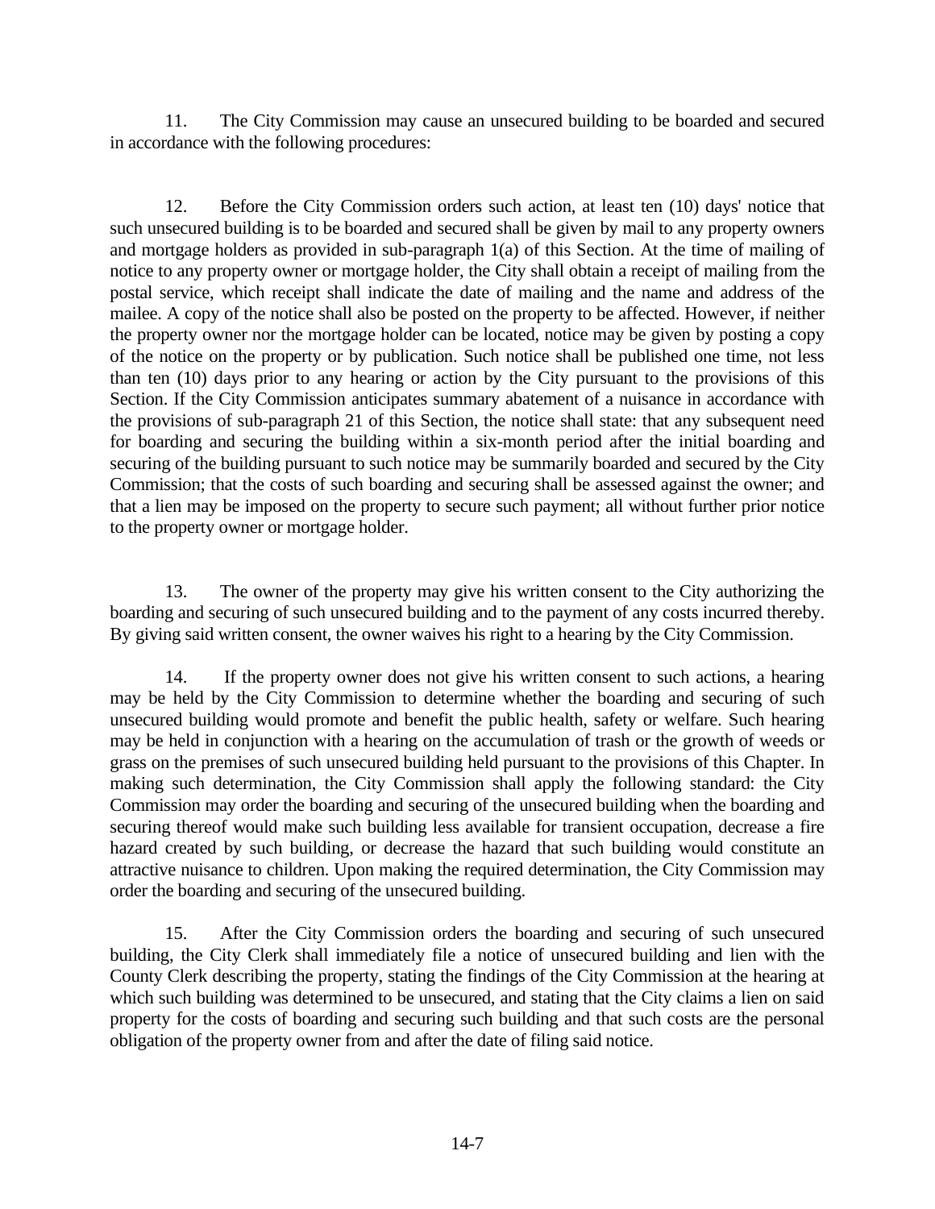11. The City Commission may cause an unsecured building to be boarded and secured in accordance with the following procedures:

12. Before the City Commission orders such action, at least ten (10) days' notice that such unsecured building is to be boarded and secured shall be given by mail to any property owners and mortgage holders as provided in sub-paragraph 1(a) of this Section. At the time of mailing of notice to any property owner or mortgage holder, the City shall obtain a receipt of mailing from the postal service, which receipt shall indicate the date of mailing and the name and address of the mailee. A copy of the notice shall also be posted on the property to be affected. However, if neither the property owner nor the mortgage holder can be located, notice may be given by posting a copy of the notice on the property or by publication. Such notice shall be published one time, not less than ten (10) days prior to any hearing or action by the City pursuant to the provisions of this Section. If the City Commission anticipates summary abatement of a nuisance in accordance with the provisions of sub-paragraph 21 of this Section, the notice shall state: that any subsequent need for boarding and securing the building within a six-month period after the initial boarding and securing of the building pursuant to such notice may be summarily boarded and secured by the City Commission; that the costs of such boarding and securing shall be assessed against the owner; and that a lien may be imposed on the property to secure such payment; all without further prior notice to the property owner or mortgage holder.

13. The owner of the property may give his written consent to the City authorizing the boarding and securing of such unsecured building and to the payment of any costs incurred thereby. By giving said written consent, the owner waives his right to a hearing by the City Commission.

14. If the property owner does not give his written consent to such actions, a hearing may be held by the City Commission to determine whether the boarding and securing of such unsecured building would promote and benefit the public health, safety or welfare. Such hearing may be held in conjunction with a hearing on the accumulation of trash or the growth of weeds or grass on the premises of such unsecured building held pursuant to the provisions of this Chapter. In making such determination, the City Commission shall apply the following standard: the City Commission may order the boarding and securing of the unsecured building when the boarding and securing thereof would make such building less available for transient occupation, decrease a fire hazard created by such building, or decrease the hazard that such building would constitute an attractive nuisance to children. Upon making the required determination, the City Commission may order the boarding and securing of the unsecured building.

15. After the City Commission orders the boarding and securing of such unsecured building, the City Clerk shall immediately file a notice of unsecured building and lien with the County Clerk describing the property, stating the findings of the City Commission at the hearing at which such building was determined to be unsecured, and stating that the City claims a lien on said property for the costs of boarding and securing such building and that such costs are the personal obligation of the property owner from and after the date of filing said notice.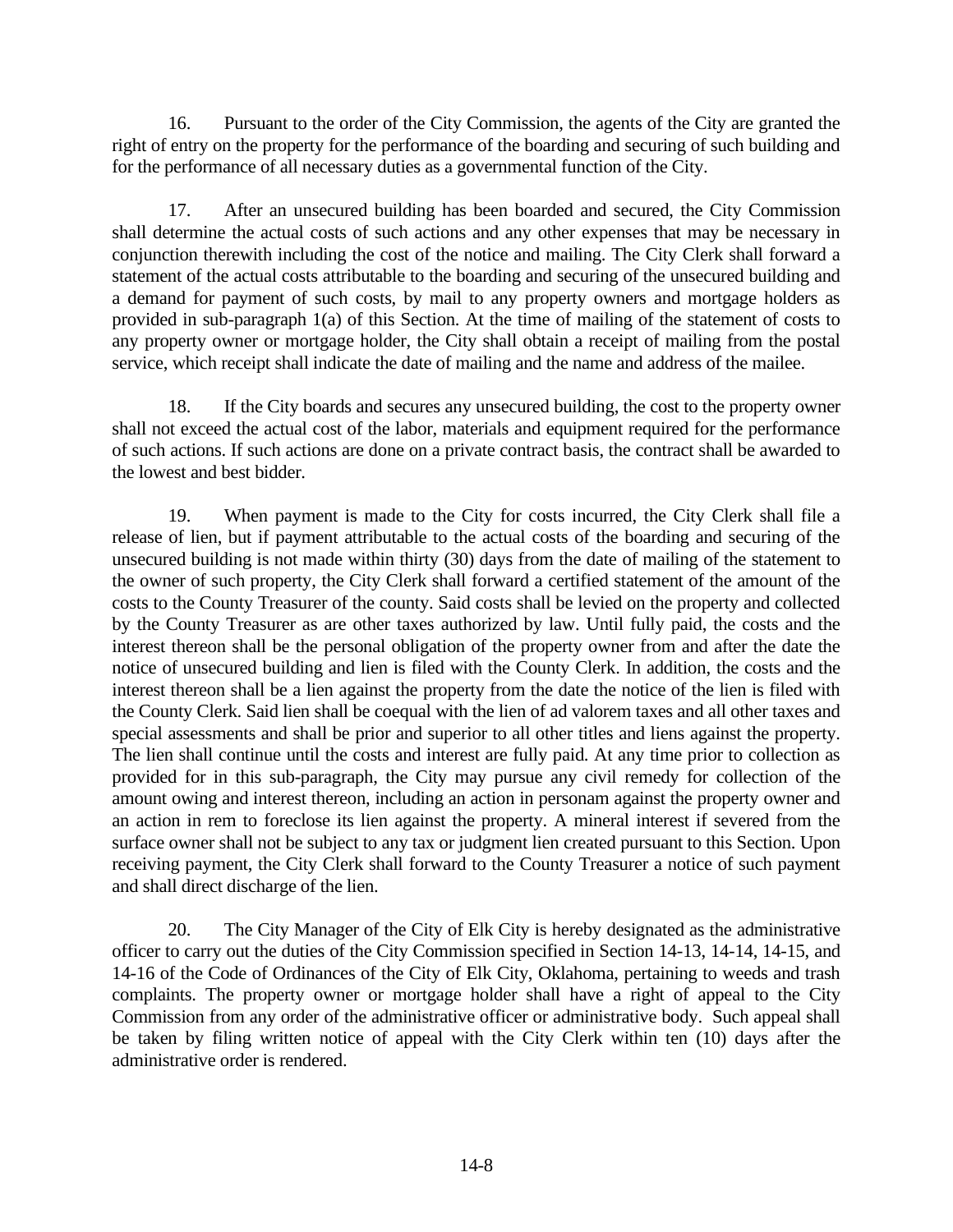16. Pursuant to the order of the City Commission, the agents of the City are granted the right of entry on the property for the performance of the boarding and securing of such building and for the performance of all necessary duties as a governmental function of the City.

17. After an unsecured building has been boarded and secured, the City Commission shall determine the actual costs of such actions and any other expenses that may be necessary in conjunction therewith including the cost of the notice and mailing. The City Clerk shall forward a statement of the actual costs attributable to the boarding and securing of the unsecured building and a demand for payment of such costs, by mail to any property owners and mortgage holders as provided in sub-paragraph 1(a) of this Section. At the time of mailing of the statement of costs to any property owner or mortgage holder, the City shall obtain a receipt of mailing from the postal service, which receipt shall indicate the date of mailing and the name and address of the mailee.

18. If the City boards and secures any unsecured building, the cost to the property owner shall not exceed the actual cost of the labor, materials and equipment required for the performance of such actions. If such actions are done on a private contract basis, the contract shall be awarded to the lowest and best bidder.

19. When payment is made to the City for costs incurred, the City Clerk shall file a release of lien, but if payment attributable to the actual costs of the boarding and securing of the unsecured building is not made within thirty (30) days from the date of mailing of the statement to the owner of such property, the City Clerk shall forward a certified statement of the amount of the costs to the County Treasurer of the county. Said costs shall be levied on the property and collected by the County Treasurer as are other taxes authorized by law. Until fully paid, the costs and the interest thereon shall be the personal obligation of the property owner from and after the date the notice of unsecured building and lien is filed with the County Clerk. In addition, the costs and the interest thereon shall be a lien against the property from the date the notice of the lien is filed with the County Clerk. Said lien shall be coequal with the lien of ad valorem taxes and all other taxes and special assessments and shall be prior and superior to all other titles and liens against the property. The lien shall continue until the costs and interest are fully paid. At any time prior to collection as provided for in this sub-paragraph, the City may pursue any civil remedy for collection of the amount owing and interest thereon, including an action in personam against the property owner and an action in rem to foreclose its lien against the property. A mineral interest if severed from the surface owner shall not be subject to any tax or judgment lien created pursuant to this Section. Upon receiving payment, the City Clerk shall forward to the County Treasurer a notice of such payment and shall direct discharge of the lien.

20. The City Manager of the City of Elk City is hereby designated as the administrative officer to carry out the duties of the City Commission specified in Section 14-13, 14-14, 14-15, and 14-16 of the Code of Ordinances of the City of Elk City, Oklahoma, pertaining to weeds and trash complaints. The property owner or mortgage holder shall have a right of appeal to the City Commission from any order of the administrative officer or administrative body. Such appeal shall be taken by filing written notice of appeal with the City Clerk within ten (10) days after the administrative order is rendered.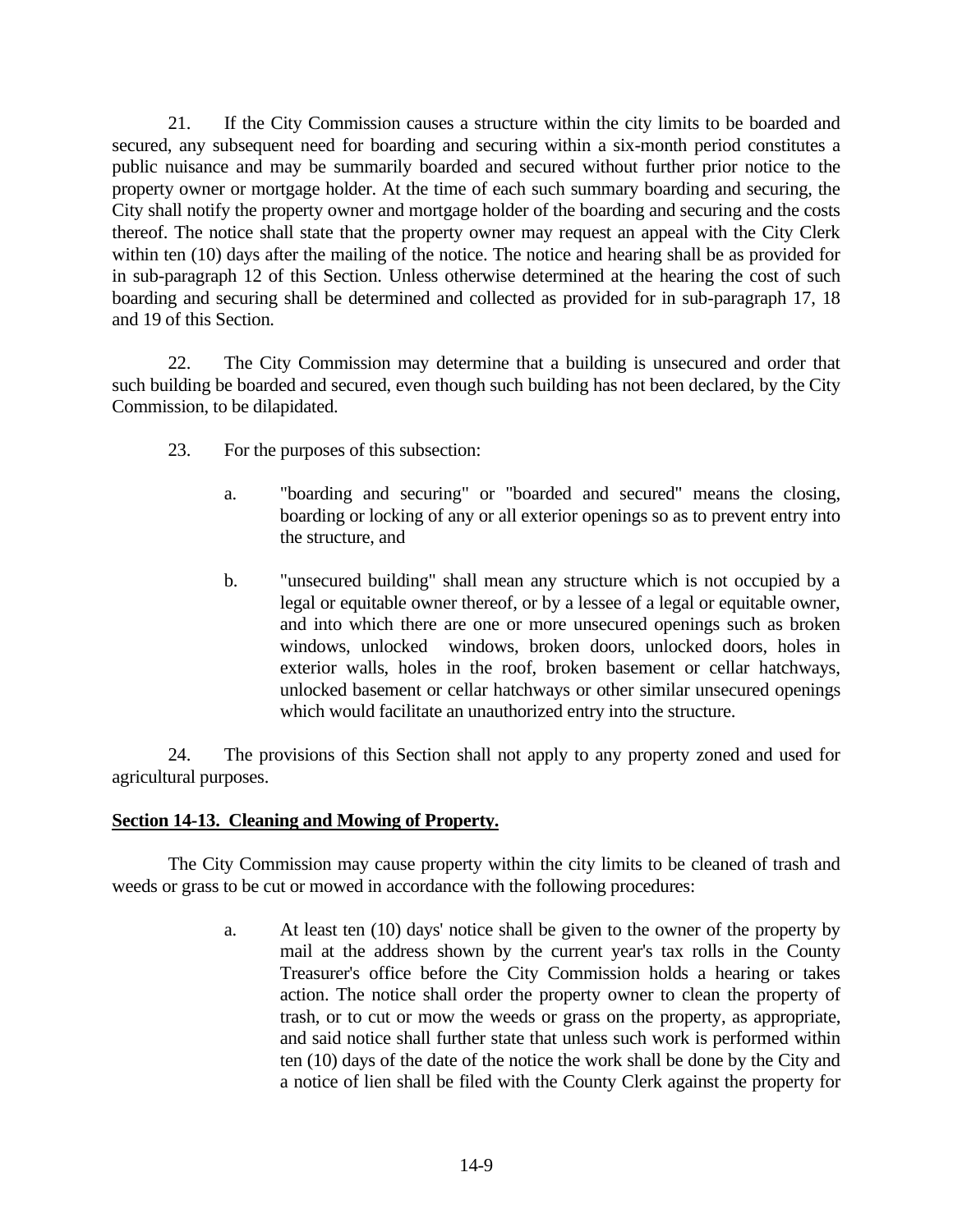21. If the City Commission causes a structure within the city limits to be boarded and secured, any subsequent need for boarding and securing within a six-month period constitutes a public nuisance and may be summarily boarded and secured without further prior notice to the property owner or mortgage holder. At the time of each such summary boarding and securing, the City shall notify the property owner and mortgage holder of the boarding and securing and the costs thereof. The notice shall state that the property owner may request an appeal with the City Clerk within ten (10) days after the mailing of the notice. The notice and hearing shall be as provided for in sub-paragraph 12 of this Section. Unless otherwise determined at the hearing the cost of such boarding and securing shall be determined and collected as provided for in sub-paragraph 17, 18 and 19 of this Section.

22. The City Commission may determine that a building is unsecured and order that such building be boarded and secured, even though such building has not been declared, by the City Commission, to be dilapidated.

23. For the purposes of this subsection:

a. "boarding and securing" or "boarded and secured" means the closing, boarding or locking of any or all exterior openings so as to prevent entry into the structure, and

b. "unsecured building" shall mean any structure which is not occupied by a legal or equitable owner thereof, or by a lessee of a legal or equitable owner, and into which there are one or more unsecured openings such as broken windows, unlocked windows, broken doors, unlocked doors, holes in exterior walls, holes in the roof, broken basement or cellar hatchways, unlocked basement or cellar hatchways or other similar unsecured openings which would facilitate an unauthorized entry into the structure.

24. The provisions of this Section shall not apply to any property zoned and used for agricultural purposes.

## **Section 14-13. Cleaning and Mowing of Property.**

The City Commission may cause property within the city limits to be cleaned of trash and weeds or grass to be cut or mowed in accordance with the following procedures:

a. At least ten (10) days' notice shall be given to the owner of the property by mail at the address shown by the current year's tax rolls in the County Treasurer's office before the City Commission holds a hearing or takes action. The notice shall order the property owner to clean the property of trash, or to cut or mow the weeds or grass on the property, as appropriate, and said notice shall further state that unless such work is performed within ten (10) days of the date of the notice the work shall be done by the City and a notice of lien shall be filed with the County Clerk against the property for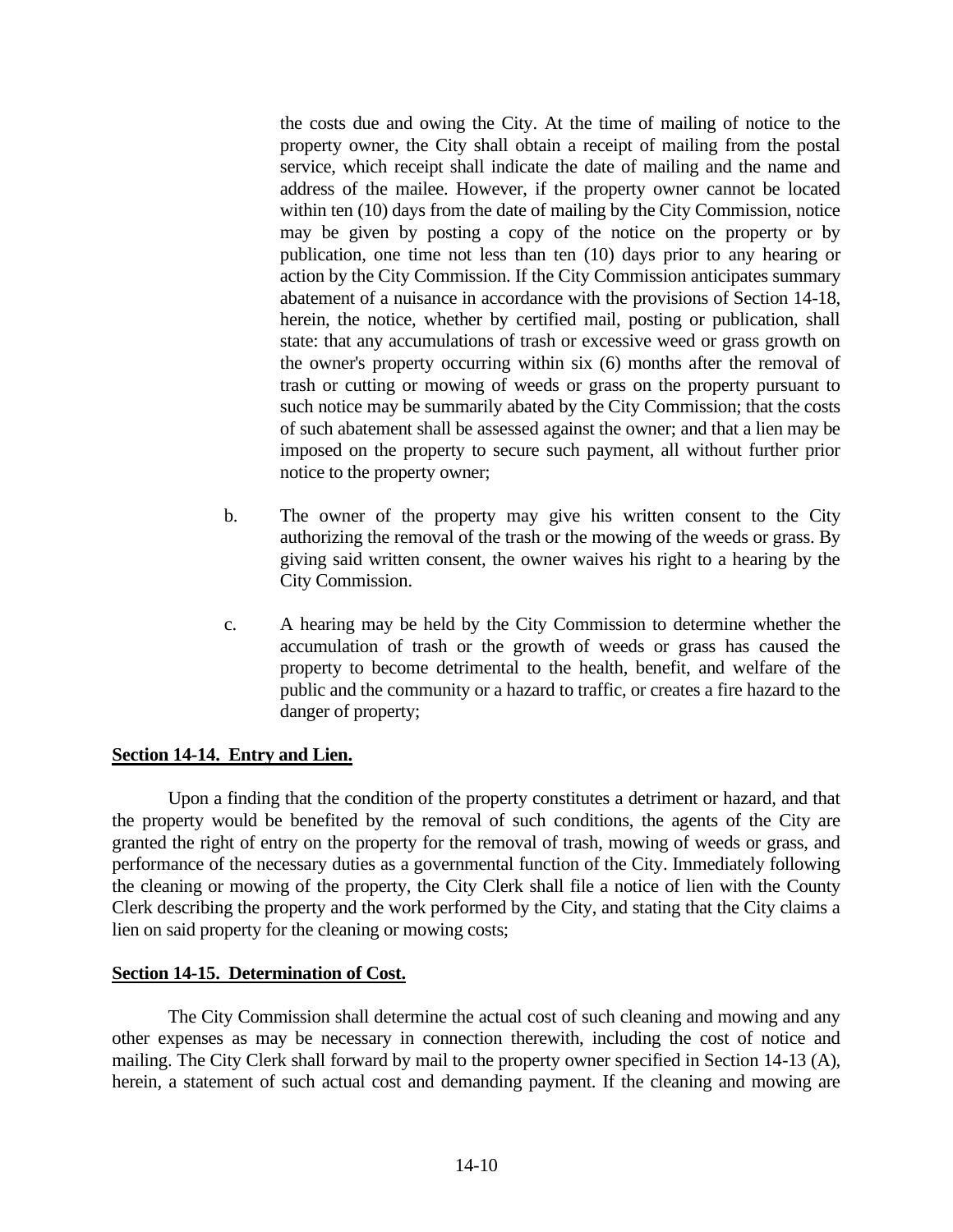the costs due and owing the City. At the time of mailing of notice to the property owner, the City shall obtain a receipt of mailing from the postal service, which receipt shall indicate the date of mailing and the name and address of the mailee. However, if the property owner cannot be located within ten (10) days from the date of mailing by the City Commission, notice may be given by posting a copy of the notice on the property or by publication, one time not less than ten (10) days prior to any hearing or action by the City Commission. If the City Commission anticipates summary abatement of a nuisance in accordance with the provisions of Section 14-18, herein, the notice, whether by certified mail, posting or publication, shall state: that any accumulations of trash or excessive weed or grass growth on the owner's property occurring within six (6) months after the removal of trash or cutting or mowing of weeds or grass on the property pursuant to such notice may be summarily abated by the City Commission; that the costs of such abatement shall be assessed against the owner; and that a lien may be imposed on the property to secure such payment, all without further prior notice to the property owner;

b. The owner of the property may give his written consent to the City authorizing the removal of the trash or the mowing of the weeds or grass. By giving said written consent, the owner waives his right to a hearing by the City Commission.

c. A hearing may be held by the City Commission to determine whether the accumulation of trash or the growth of weeds or grass has caused the property to become detrimental to the health, benefit, and welfare of the public and the community or a hazard to traffic, or creates a fire hazard to the danger of property;

**Section 14-14. Entry and Lien.**

Upon a finding that the condition of the property constitutes a detriment or hazard, and that the property would be benefited by the removal of such conditions, the agents of the City are granted the right of entry on the property for the removal of trash, mowing of weeds or grass, and performance of the necessary duties as a governmental function of the City. Immediately following the cleaning or mowing of the property, the City Clerk shall file a notice of lien with the County Clerk describing the property and the work performed by the City, and stating that the City claims a lien on said property for the cleaning or mowing costs;

**Section 14-15. Determination of Cost.**

The City Commission shall determine the actual cost of such cleaning and mowing and any other expenses as may be necessary in connection therewith, including the cost of notice and mailing. The City Clerk shall forward by mail to the property owner specified in Section 14-13 (A), herein, a statement of such actual cost and demanding payment. If the cleaning and mowing are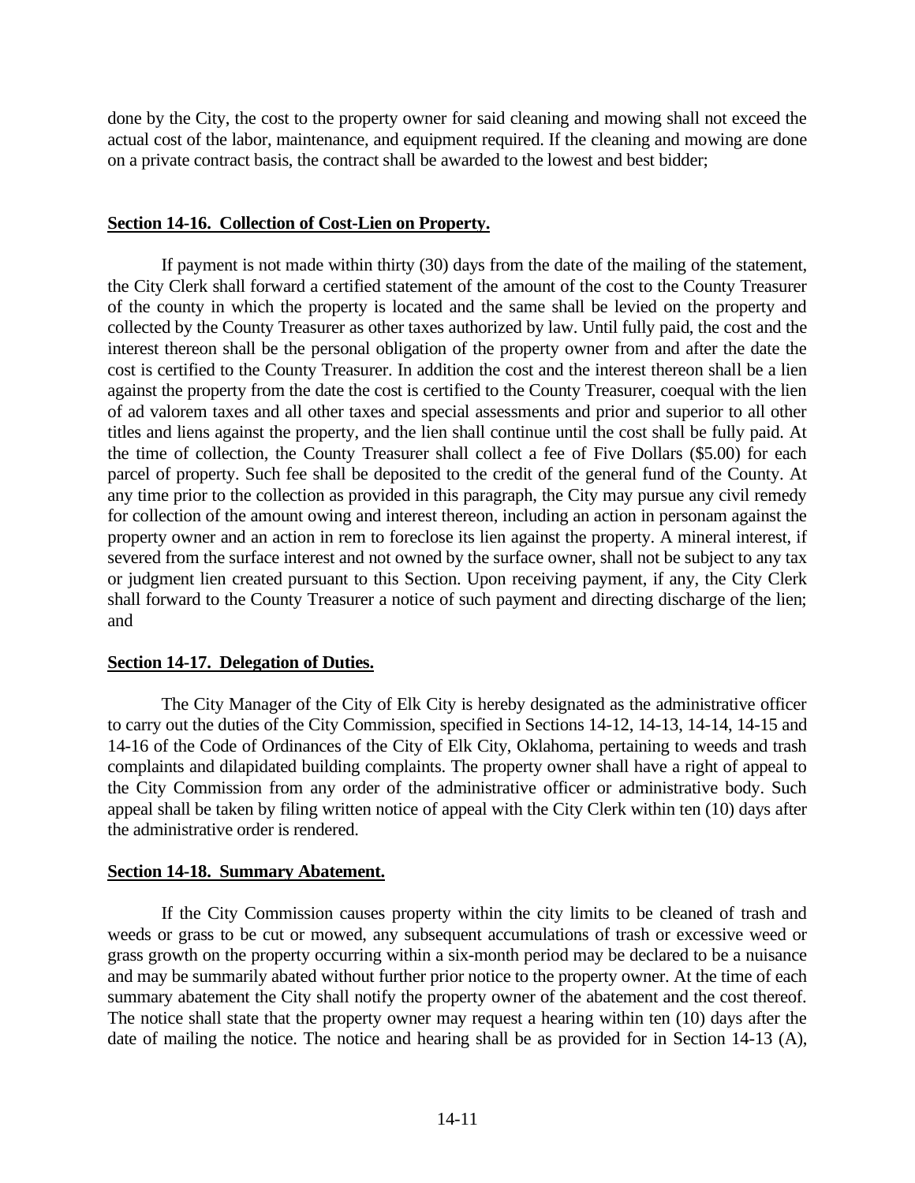done by the City, the cost to the property owner for said cleaning and mowing shall not exceed the actual cost of the labor, maintenance, and equipment required. If the cleaning and mowing are done on a private contract basis, the contract shall be awarded to the lowest and best bidder;

**Section 14-16. Collection of Cost-Lien on Property.**

If payment is not made within thirty (30) days from the date of the mailing of the statement, the City Clerk shall forward a certified statement of the amount of the cost to the County Treasurer of the county in which the property is located and the same shall be levied on the property and collected by the County Treasurer as other taxes authorized by law. Until fully paid, the cost and the interest thereon shall be the personal obligation of the property owner from and after the date the cost is certified to the County Treasurer. In addition the cost and the interest thereon shall be a lien against the property from the date the cost is certified to the County Treasurer, coequal with the lien of ad valorem taxes and all other taxes and special assessments and prior and superior to all other titles and liens against the property, and the lien shall continue until the cost shall be fully paid. At the time of collection, the County Treasurer shall collect a fee of Five Dollars ($5.00) for each parcel of property. Such fee shall be deposited to the credit of the general fund of the County. At any time prior to the collection as provided in this paragraph, the City may pursue any civil remedy for collection of the amount owing and interest thereon, including an action in personam against the property owner and an action in rem to foreclose its lien against the property. A mineral interest, if severed from the surface interest and not owned by the surface owner, shall not be subject to any tax or judgment lien created pursuant to this Section. Upon receiving payment, if any, the City Clerk shall forward to the County Treasurer a notice of such payment and directing discharge of the lien; and

**Section 14-17. Delegation of Duties.**

The City Manager of the City of Elk City is hereby designated as the administrative officer to carry out the duties of the City Commission, specified in Sections 14-12, 14-13, 14-14, 14-15 and 14-16 of the Code of Ordinances of the City of Elk City, Oklahoma, pertaining to weeds and trash complaints and dilapidated building complaints. The property owner shall have a right of appeal to the City Commission from any order of the administrative officer or administrative body. Such appeal shall be taken by filing written notice of appeal with the City Clerk within ten (10) days after the administrative order is rendered.

**Section 14-18. Summary Abatement.**

If the City Commission causes property within the city limits to be cleaned of trash and weeds or grass to be cut or mowed, any subsequent accumulations of trash or excessive weed or grass growth on the property occurring within a six-month period may be declared to be a nuisance and may be summarily abated without further prior notice to the property owner. At the time of each summary abatement the City shall notify the property owner of the abatement and the cost thereof. The notice shall state that the property owner may request a hearing within ten (10) days after the date of mailing the notice. The notice and hearing shall be as provided for in Section 14-13 (A),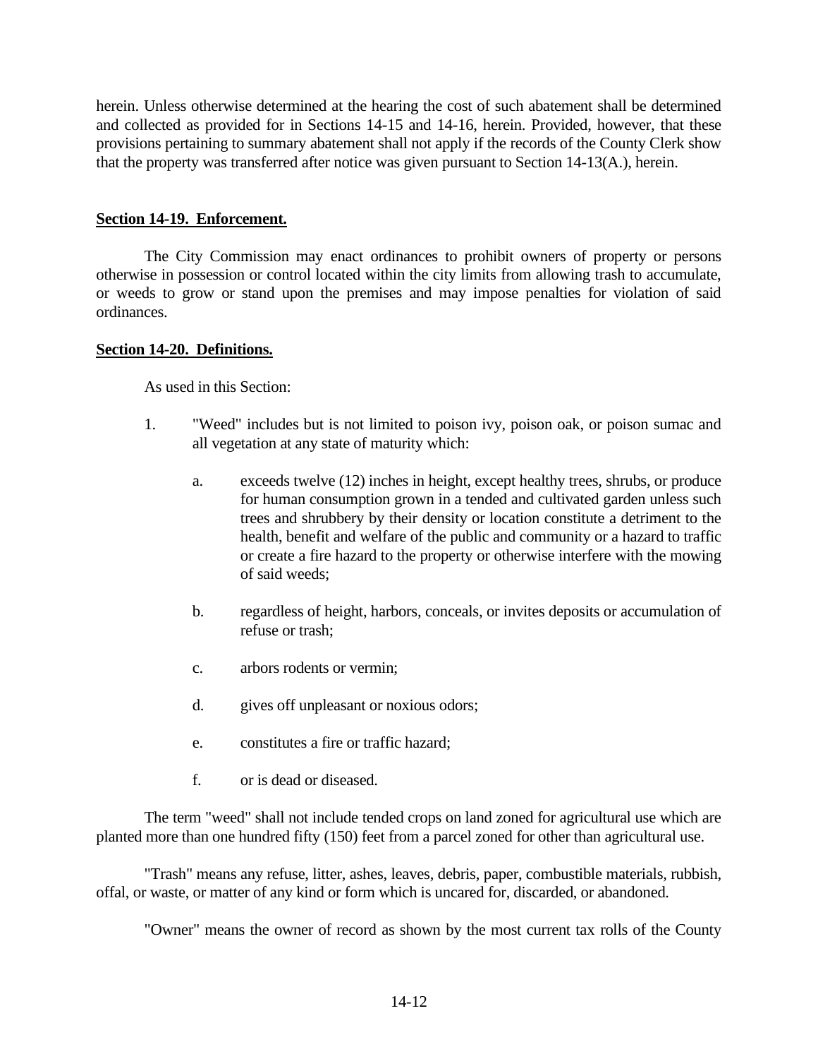herein. Unless otherwise determined at the hearing the cost of such abatement shall be determined and collected as provided for in Sections 14-15 and 14-16, herein. Provided, however, that these provisions pertaining to summary abatement shall not apply if the records of the County Clerk show that the property was transferred after notice was given pursuant to Section 14-13(A.), herein.

**Section 14-19. Enforcement.**

The City Commission may enact ordinances to prohibit owners of property or persons otherwise in possession or control located within the city limits from allowing trash to accumulate, or weeds to grow or stand upon the premises and may impose penalties for violation of said ordinances.

**Section 14-20. Definitions.**

As used in this Section:

1. "Weed" includes but is not limited to poison ivy, poison oak, or poison sumac and all vegetation at any state of maturity which:

   a. exceeds twelve (12) inches in height, except healthy trees, shrubs, or produce for human consumption grown in a tended and cultivated garden unless such trees and shrubbery by their density or location constitute a detriment to the health, benefit and welfare of the public and community or a hazard to traffic or create a fire hazard to the property or otherwise interfere with the mowing of said weeds;

   b. regardless of height, harbors, conceals, or invites deposits or accumulation of refuse or trash;

   c. arbors rodents or vermin;

   d. gives off unpleasant or noxious odors;

   e. constitutes a fire or traffic hazard;

   f. or is dead or diseased.

The term "weed" shall not include tended crops on land zoned for agricultural use which are planted more than one hundred fifty (150) feet from a parcel zoned for other than agricultural use.

"Trash" means any refuse, litter, ashes, leaves, debris, paper, combustible materials, rubbish, offal, or waste, or matter of any kind or form which is uncared for, discarded, or abandoned.

"Owner" means the owner of record as shown by the most current tax rolls of the County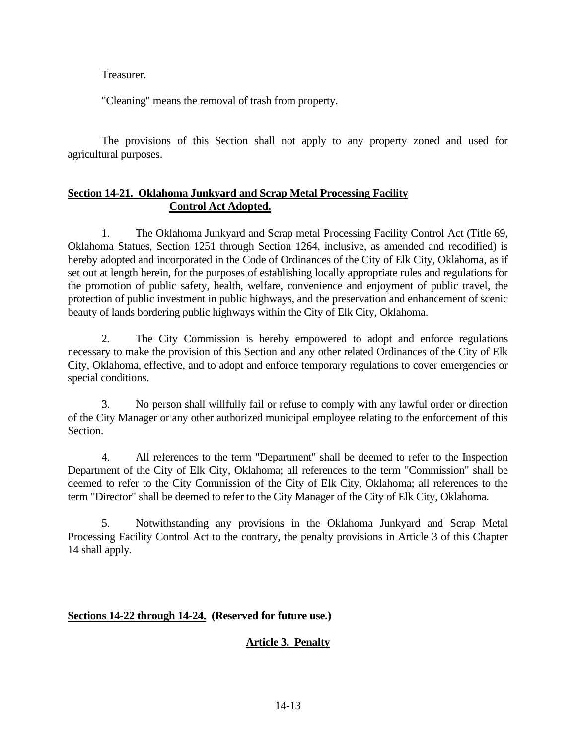Treasurer.

"Cleaning" means the removal of trash from property.

The provisions of this Section shall not apply to any property zoned and used for agricultural purposes.

**Section 14-21. Oklahoma Junkyard and Scrap Metal Processing Facility Control Act Adopted.**

1. The Oklahoma Junkyard and Scrap metal Processing Facility Control Act (Title 69, Oklahoma Statues, Section 1251 through Section 1264, inclusive, as amended and recodified) is hereby adopted and incorporated in the Code of Ordinances of the City of Elk City, Oklahoma, as if set out at length herein, for the purposes of establishing locally appropriate rules and regulations for the promotion of public safety, health, welfare, convenience and enjoyment of public travel, the protection of public investment in public highways, and the preservation and enhancement of scenic beauty of lands bordering public highways within the City of Elk City, Oklahoma.

2. The City Commission is hereby empowered to adopt and enforce regulations necessary to make the provision of this Section and any other related Ordinances of the City of Elk City, Oklahoma, effective, and to adopt and enforce temporary regulations to cover emergencies or special conditions.

3. No person shall willfully fail or refuse to comply with any lawful order or direction of the City Manager or any other authorized municipal employee relating to the enforcement of this Section.

4. All references to the term "Department" shall be deemed to refer to the Inspection Department of the City of Elk City, Oklahoma; all references to the term "Commission" shall be deemed to refer to the City Commission of the City of Elk City, Oklahoma; all references to the term "Director" shall be deemed to refer to the City Manager of the City of Elk City, Oklahoma.

5. Notwithstanding any provisions in the Oklahoma Junkyard and Scrap Metal Processing Facility Control Act to the contrary, the penalty provisions in Article 3 of this Chapter 14 shall apply.

**Sections 14-22 through 14-24. (Reserved for future use.)**

## Article 3. Penalty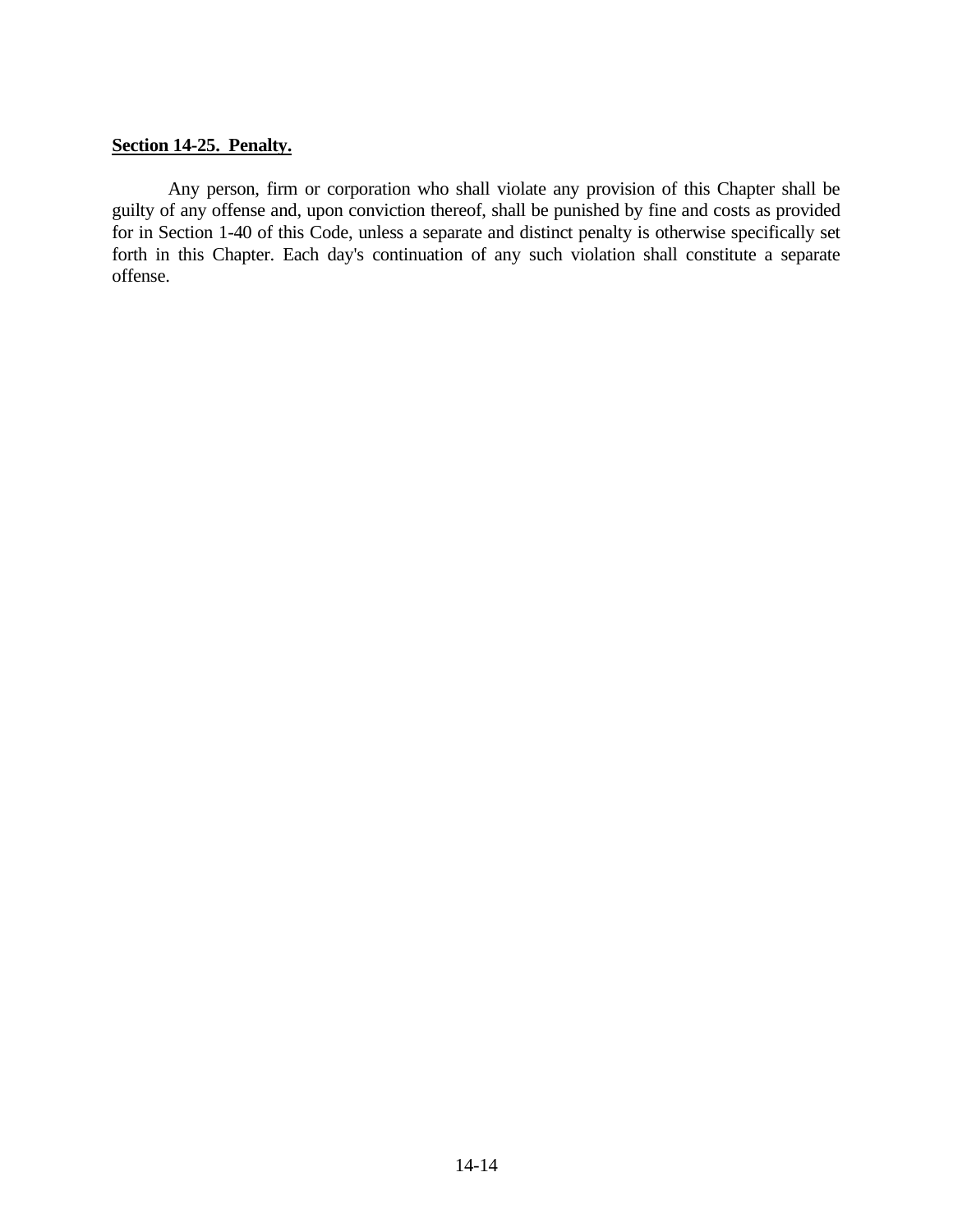**Section 14-25. Penalty.**

Any person, firm or corporation who shall violate any provision of this Chapter shall be guilty of any offense and, upon conviction thereof, shall be punished by fine and costs as provided for in Section 1-40 of this Code, unless a separate and distinct penalty is otherwise specifically set forth in this Chapter. Each day's continuation of any such violation shall constitute a separate offense.